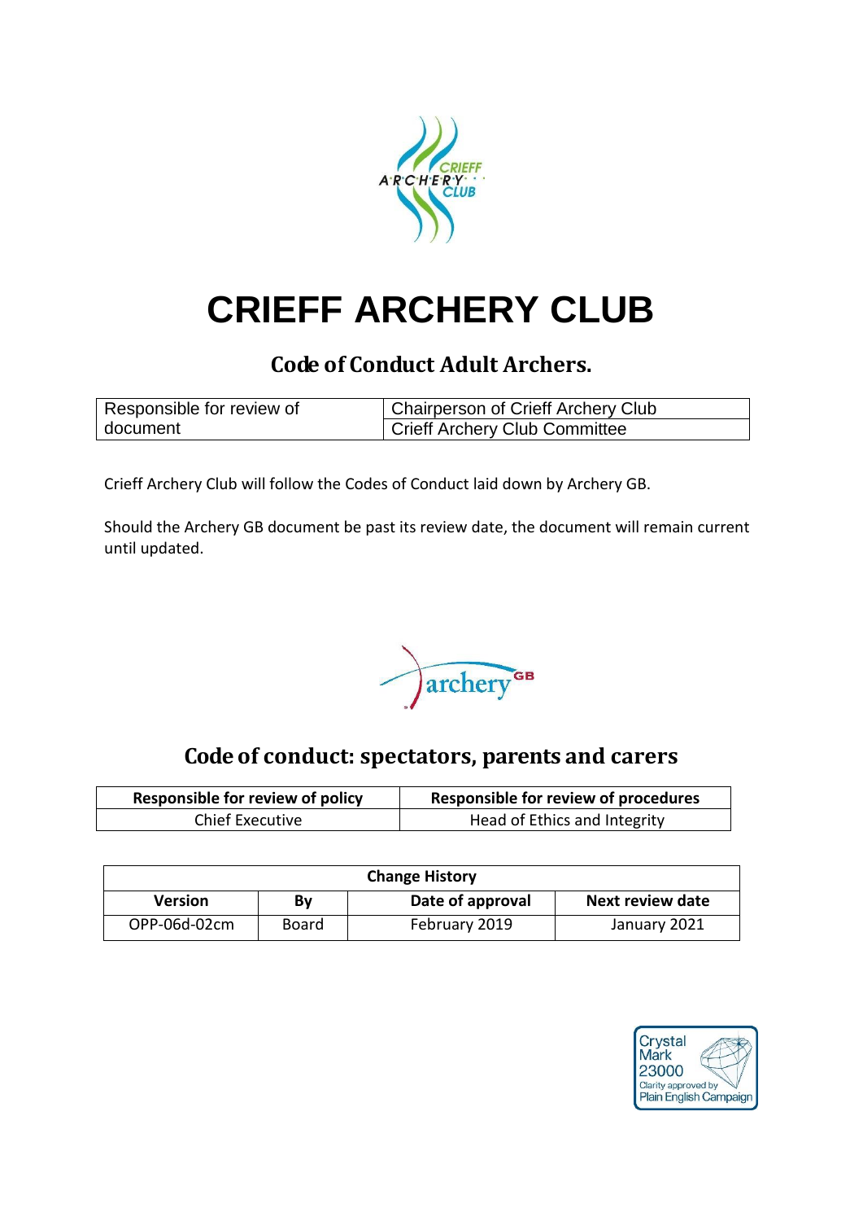# CRIEFF ARCHERY CLUB

## Code of Conduct Adult Archers.

| Responsible for review of document | Chairperson of Crieff Archery Club |
|---|---|
| | Crieff Archery Club Committee |

Crieff Archery Club will follow the Codes of Conduct laid down by Archery GB.

Should the Archery GB document be past its review date, the document will remain current until updated.

## Code of conduct: spectators, parents and carers

| Responsible for review of policy | Responsible for review of procedures |
|---|---|
| Chief Executive | Head of Ethics and Integrity |

| Change History | | | |
|---|---|---|---|
| **Version** | **By** | **Date of approval** | **Next review date** |
| OPP-06d-02cm | Board | February 2019 | January 2021 |

Crystal Mark 23000 Clarity approved by Plain English Campaign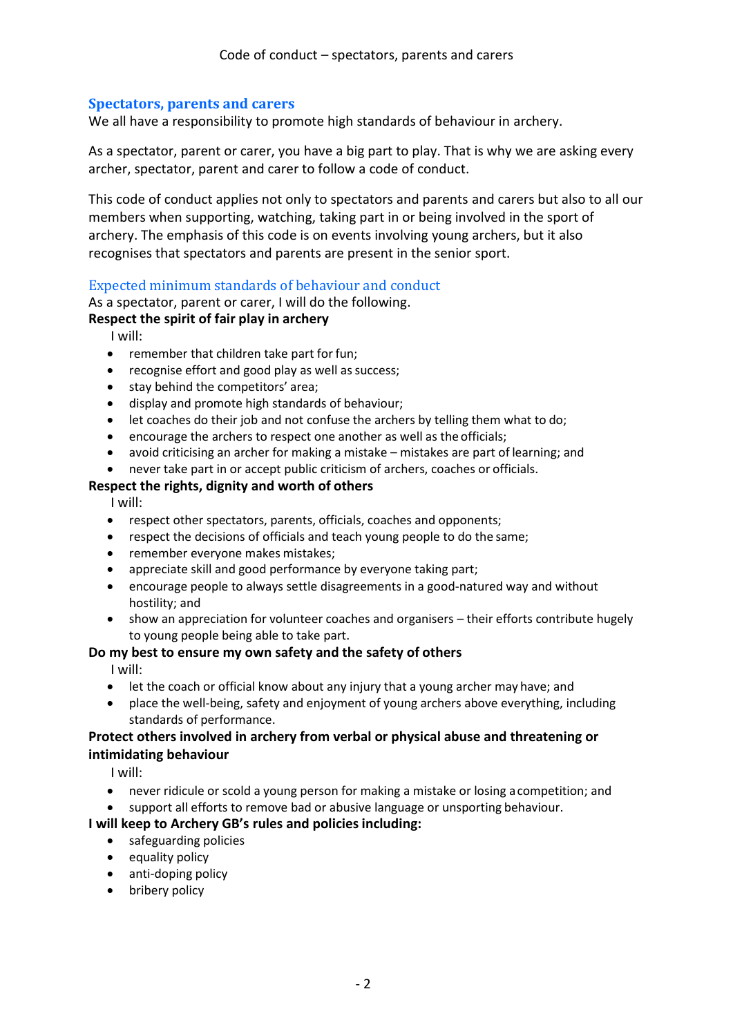## Spectators, parents and carers

We all have a responsibility to promote high standards of behaviour in archery.

As a spectator, parent or carer, you have a big part to play. That is why we are asking every archer, spectator, parent and carer to follow a code of conduct.

This code of conduct applies not only to spectators and parents and carers but also to all our members when supporting, watching, taking part in or being involved in the sport of archery. The emphasis of this code is on events involving young archers, but it also recognises that spectators and parents are present in the senior sport.

### Expected minimum standards of behaviour and conduct

As a spectator, parent or carer, I will do the following.

**Respect the spirit of fair play in archery**

I will:

- remember that children take part for fun;
- recognise effort and good play as well as success;
- stay behind the competitors' area;
- display and promote high standards of behaviour;
- let coaches do their job and not confuse the archers by telling them what to do;
- encourage the archers to respect one another as well as the officials;
- avoid criticising an archer for making a mistake – mistakes are part of learning; and
- never take part in or accept public criticism of archers, coaches or officials.

**Respect the rights, dignity and worth of others**

I will:

- respect other spectators, parents, officials, coaches and opponents;
- respect the decisions of officials and teach young people to do the same;
- remember everyone makes mistakes;
- appreciate skill and good performance by everyone taking part;
- encourage people to always settle disagreements in a good-natured way and without hostility; and
- show an appreciation for volunteer coaches and organisers – their efforts contribute hugely to young people being able to take part.

**Do my best to ensure my own safety and the safety of others**

I will:

- let the coach or official know about any injury that a young archer may have; and
- place the well-being, safety and enjoyment of young archers above everything, including standards of performance.

**Protect others involved in archery from verbal or physical abuse and threatening or intimidating behaviour**

I will:

- never ridicule or scold a young person for making a mistake or losing a competition; and
- support all efforts to remove bad or abusive language or unsporting behaviour.

**I will keep to Archery GB's rules and policies including:**

- safeguarding policies
- equality policy
- anti-doping policy
- bribery policy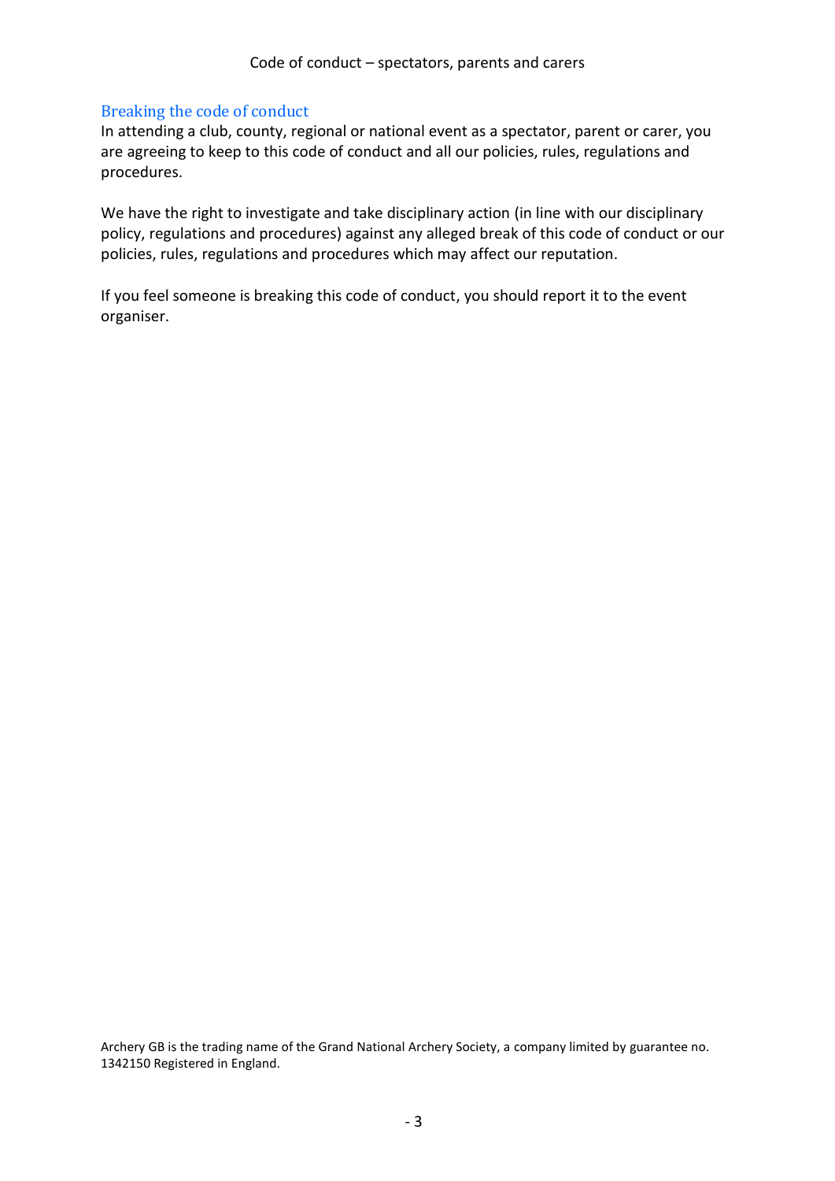## Breaking the code of conduct

In attending a club, county, regional or national event as a spectator, parent or carer, you are agreeing to keep to this code of conduct and all our policies, rules, regulations and procedures.

We have the right to investigate and take disciplinary action (in line with our disciplinary policy, regulations and procedures) against any alleged break of this code of conduct or our policies, rules, regulations and procedures which may affect our reputation.

If you feel someone is breaking this code of conduct, you should report it to the event organiser.